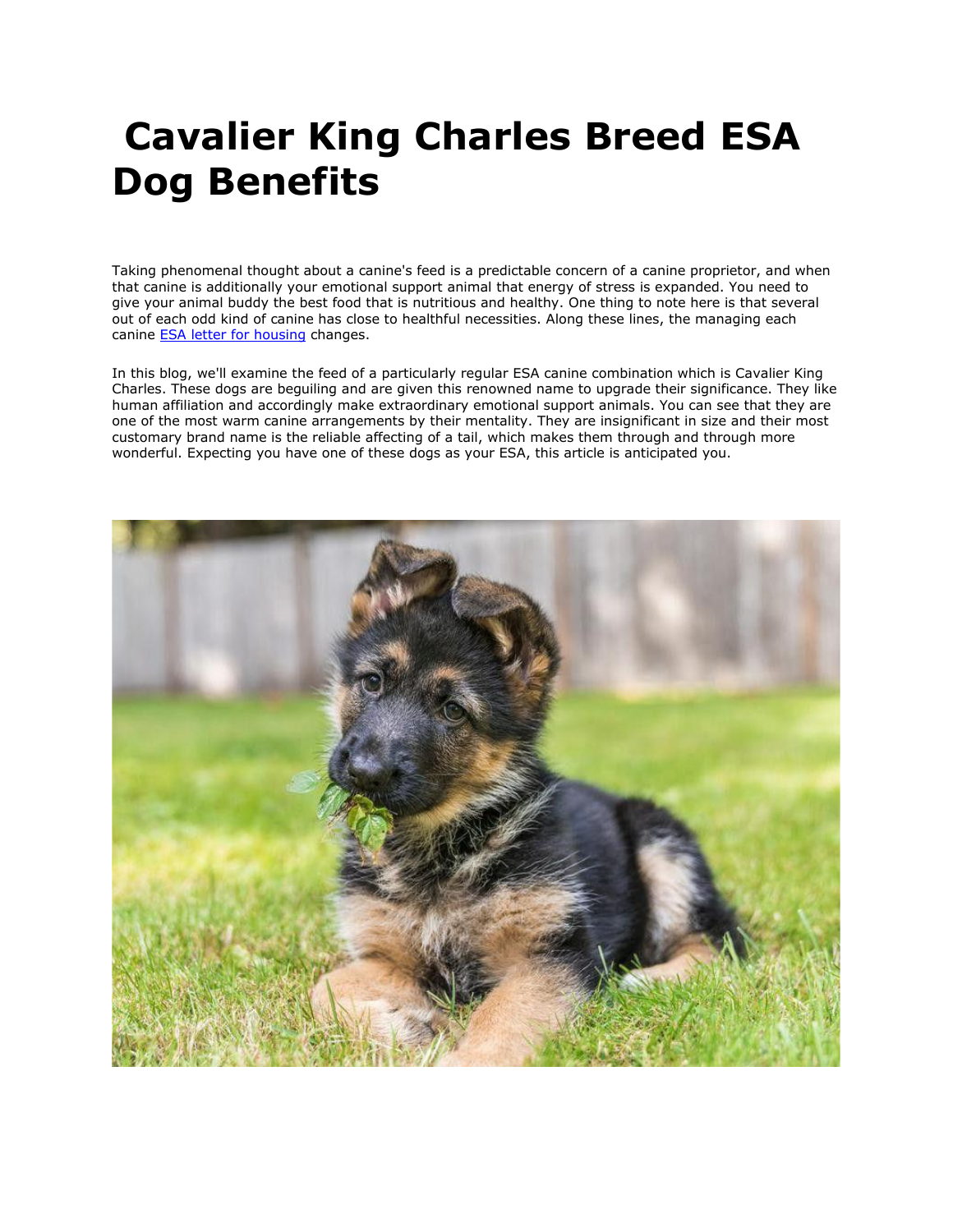# Cavalier King Charles Breed ESA Dog Benefits

Taking phenomenal thought about a canine's feed is a predictable concern of a canine proprietor, and when that canine is additionally your emotional support animal that energy of stress is expanded. You need to give your animal buddy the best food that is nutritious and healthy. One thing to note here is that several out of each odd kind of canine has close to healthful necessities. Along these lines, the managing each canine [ESA letter for housing]() changes.

In this blog, we'll examine the feed of a particularly regular ESA canine combination which is Cavalier King Charles. These dogs are beguiling and are given this renowned name to upgrade their significance. They like human affiliation and accordingly make extraordinary emotional support animals. You can see that they are one of the most warm canine arrangements by their mentality. They are insignificant in size and their most customary brand name is the reliable affecting of a tail, which makes them through and through more wonderful. Expecting you have one of these dogs as your ESA, this article is anticipated you.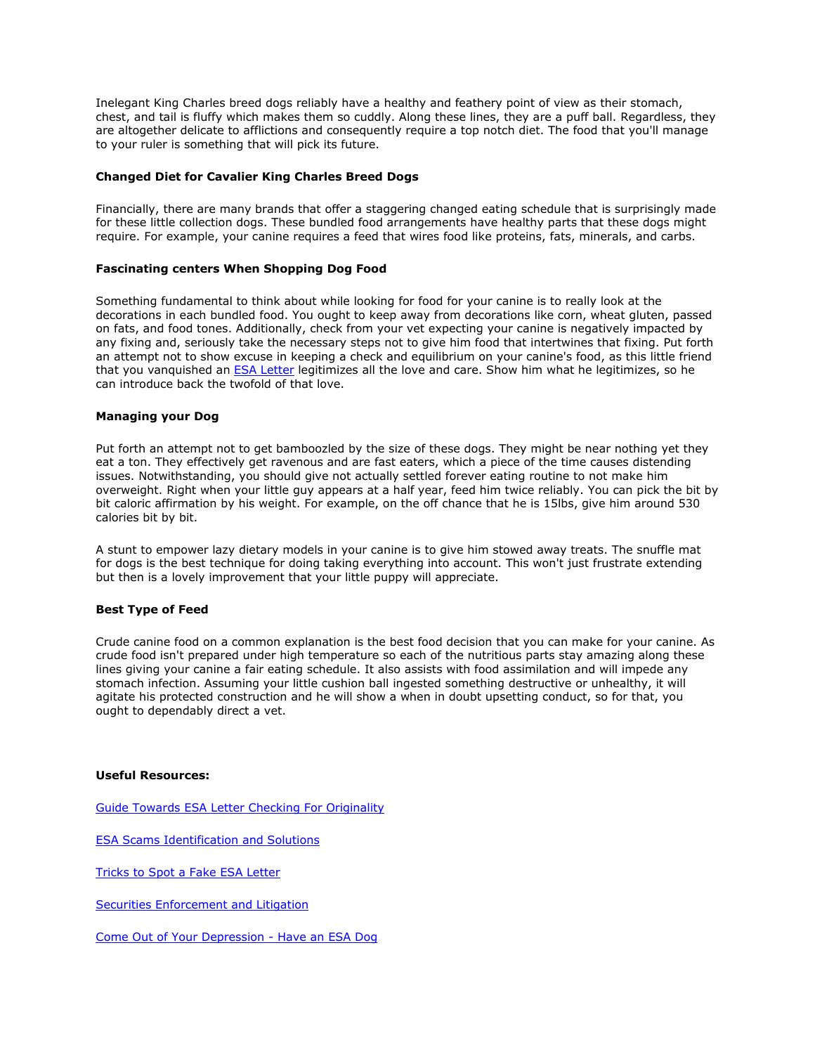Inelegant King Charles breed dogs reliably have a healthy and feathery point of view as their stomach, chest, and tail is fluffy which makes them so cuddly. Along these lines, they are a puff ball. Regardless, they are altogether delicate to afflictions and consequently require a top notch diet. The food that you'll manage to your ruler is something that will pick its future.

### Changed Diet for Cavalier King Charles Breed Dogs

Financially, there are many brands that offer a staggering changed eating schedule that is surprisingly made for these little collection dogs. These bundled food arrangements have healthy parts that these dogs might require. For example, your canine requires a feed that wires food like proteins, fats, minerals, and carbs.

### Fascinating centers When Shopping Dog Food

Something fundamental to think about while looking for food for your canine is to really look at the decorations in each bundled food. You ought to keep away from decorations like corn, wheat gluten, passed on fats, and food tones. Additionally, check from your vet expecting your canine is negatively impacted by any fixing and, seriously take the necessary steps not to give him food that intertwines that fixing. Put forth an attempt not to show excuse in keeping a check and equilibrium on your canine's food, as this little friend that you vanquished an [ESA Letter] legitimizes all the love and care. Show him what he legitimizes, so he can introduce back the twofold of that love.

### Managing your Dog

Put forth an attempt not to get bamboozled by the size of these dogs. They might be near nothing yet they eat a ton. They effectively get ravenous and are fast eaters, which a piece of the time causes distending issues. Notwithstanding, you should give not actually settled forever eating routine to not make him overweight. Right when your little guy appears at a half year, feed him twice reliably. You can pick the bit by bit caloric affirmation by his weight. For example, on the off chance that he is 15lbs, give him around 530 calories bit by bit.

A stunt to empower lazy dietary models in your canine is to give him stowed away treats. The snuffle mat for dogs is the best technique for doing taking everything into account. This won't just frustrate extending but then is a lovely improvement that your little puppy will appreciate.

### Best Type of Feed

Crude canine food on a common explanation is the best food decision that you can make for your canine. As crude food isn't prepared under high temperature so each of the nutritious parts stay amazing along these lines giving your canine a fair eating schedule. It also assists with food assimilation and will impede any stomach infection. Assuming your little cushion ball ingested something destructive or unhealthy, it will agitate his protected construction and he will show a when in doubt upsetting conduct, so for that, you ought to dependably direct a vet.

### Useful Resources:

[Guide Towards ESA Letter Checking For Originality]

[ESA Scams Identification and Solutions]

[Tricks to Spot a Fake ESA Letter]

[Securities Enforcement and Litigation]

[Come Out of Your Depression - Have an ESA Dog]